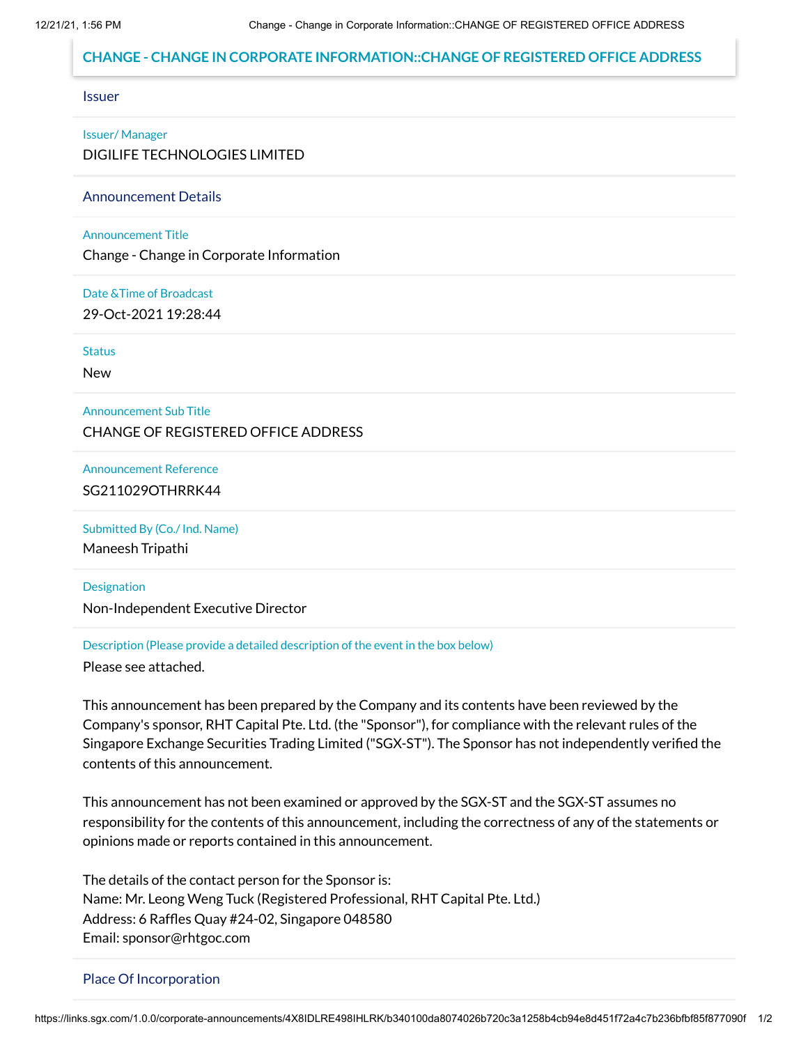# CHANGE - CHANGE IN CORPORATE INFORMATION::CHANGE OF REGISTERED OFFICE ADDRESS

## Issuer

**Issuer/ Manager**

DIGILIFE TECHNOLOGIES LIMITED

## Announcement Details

**Announcement Title**

Change - Change in Corporate Information

**Date &Time of Broadcast**

29-Oct-2021 19:28:44

**Status**

New

**Announcement Sub Title**

CHANGE OF REGISTERED OFFICE ADDRESS

**Announcement Reference**

SG211029OTHRRK44

**Submitted By (Co./ Ind. Name)**

Maneesh Tripathi

**Designation**

Non-Independent Executive Director

**Description (Please provide a detailed description of the event in the box below)**

Please see attached.

This announcement has been prepared by the Company and its contents have been reviewed by the Company's sponsor, RHT Capital Pte. Ltd. (the "Sponsor"), for compliance with the relevant rules of the Singapore Exchange Securities Trading Limited ("SGX-ST"). The Sponsor has not independently verified the contents of this announcement.

This announcement has not been examined or approved by the SGX-ST and the SGX-ST assumes no responsibility for the contents of this announcement, including the correctness of any of the statements or opinions made or reports contained in this announcement.

The details of the contact person for the Sponsor is:
Name: Mr. Leong Weng Tuck (Registered Professional, RHT Capital Pte. Ltd.)
Address: 6 Raffles Quay #24-02, Singapore 048580
Email: sponsor@rhtgoc.com

## Place Of Incorporation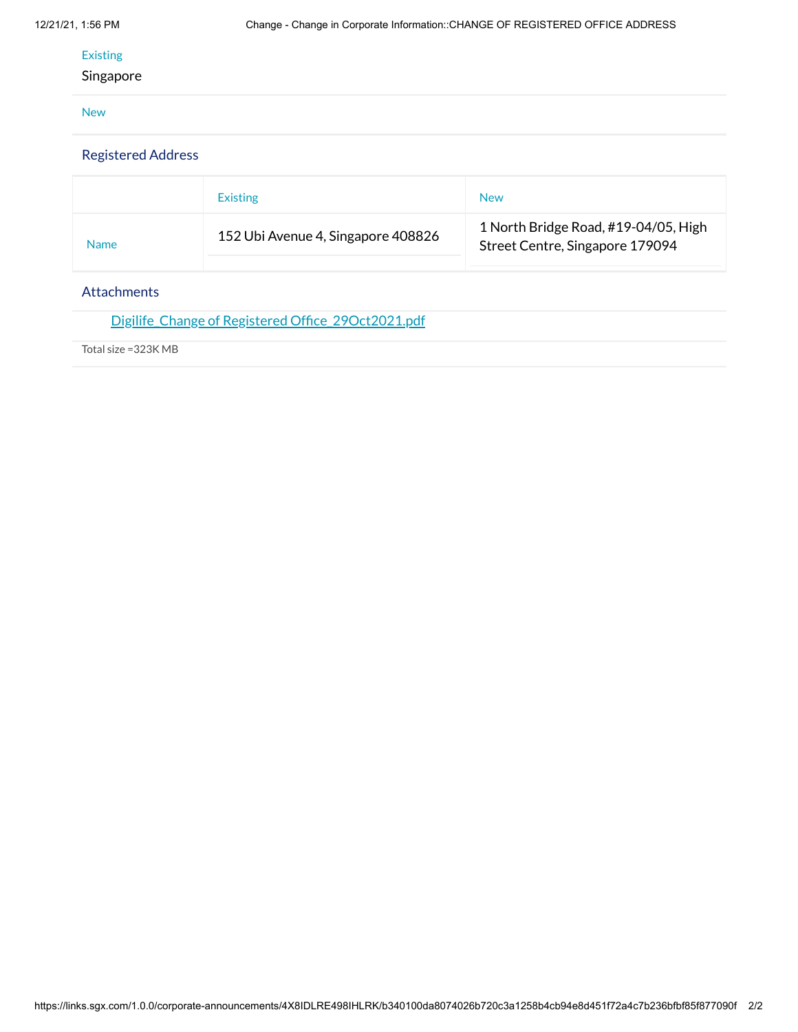Existing

Singapore

New

## Registered Address

| | Existing | New |
| --- | --- | --- |
| Name | 152 Ubi Avenue 4, Singapore 408826 | 1 North Bridge Road, #19-04/05, High Street Centre, Singapore 179094 |

## Attachments

Digilife_Change of Registered Office_29Oct2021.pdf

Total size =323K MB